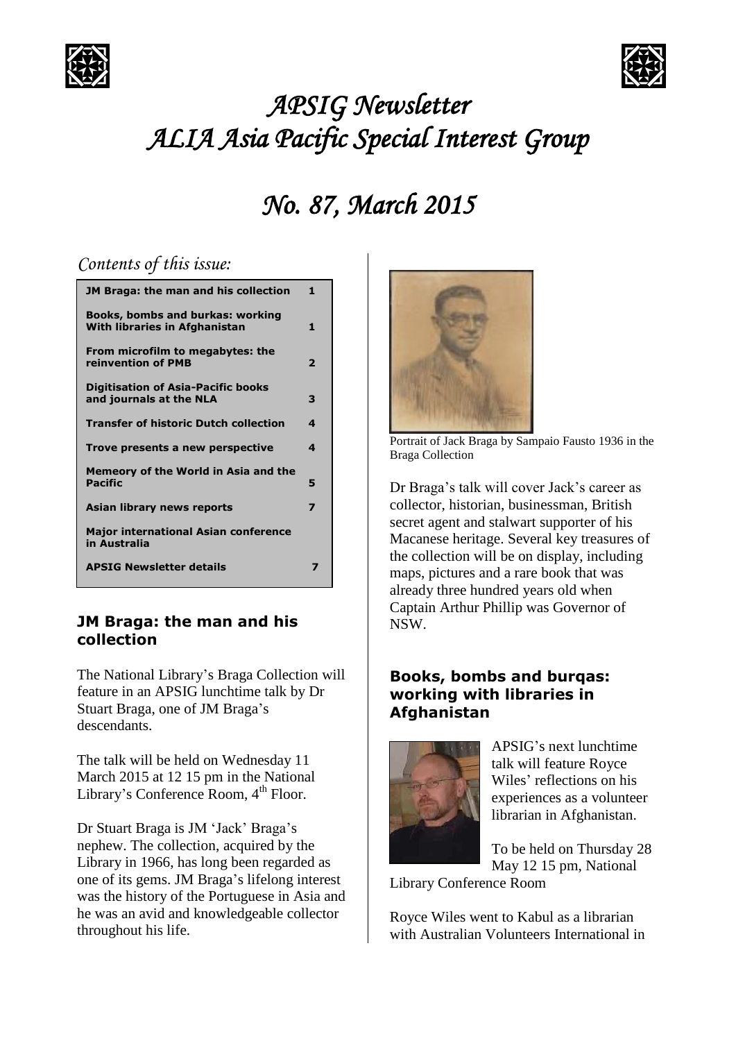# *APSIG Newsletter*
# *ALIA Asia Pacific Special Interest Group*

# *No. 87, March 2015*

## *Contents of this issue:*

| | |
|---|---|
| **JM Braga: the man and his collection** | **1** |
| **Books, bombs and burkas: working With libraries in Afghanistan** | **1** |
| **From microfilm to megabytes: the reinvention of PMB** | **2** |
| **Digitisation of Asia-Pacific books and journals at the NLA** | **3** |
| **Transfer of historic Dutch collection** | **4** |
| **Trove presents a new perspective** | **4** |
| **Memeory of the World in Asia and the Pacific** | **5** |
| **Asian library news reports** | **7** |
| **Major international Asian conference in Australia** | |
| **APSIG Newsletter details** | **7** |

### **JM Braga: the man and his collection**

The National Library's Braga Collection will feature in an APSIG lunchtime talk by Dr Stuart Braga, one of JM Braga's descendants.

The talk will be held on Wednesday 11 March 2015 at 12 15 pm in the National Library's Conference Room, 4th Floor.

Dr Stuart Braga is JM 'Jack' Braga's nephew. The collection, acquired by the Library in 1966, has long been regarded as one of its gems. JM Braga's lifelong interest was the history of the Portuguese in Asia and he was an avid and knowledgeable collector throughout his life.

Portrait of Jack Braga by Sampaio Fausto 1936 in the Braga Collection

Dr Braga's talk will cover Jack's career as collector, historian, businessman, British secret agent and stalwart supporter of his Macanese heritage. Several key treasures of the collection will be on display, including maps, pictures and a rare book that was already three hundred years old when Captain Arthur Phillip was Governor of NSW.

### **Books, bombs and burqas: working with libraries in Afghanistan**

APSIG's next lunchtime talk will feature Royce Wiles' reflections on his experiences as a volunteer librarian in Afghanistan.

To be held on Thursday 28 May 12 15 pm, National Library Conference Room

Royce Wiles went to Kabul as a librarian with Australian Volunteers International in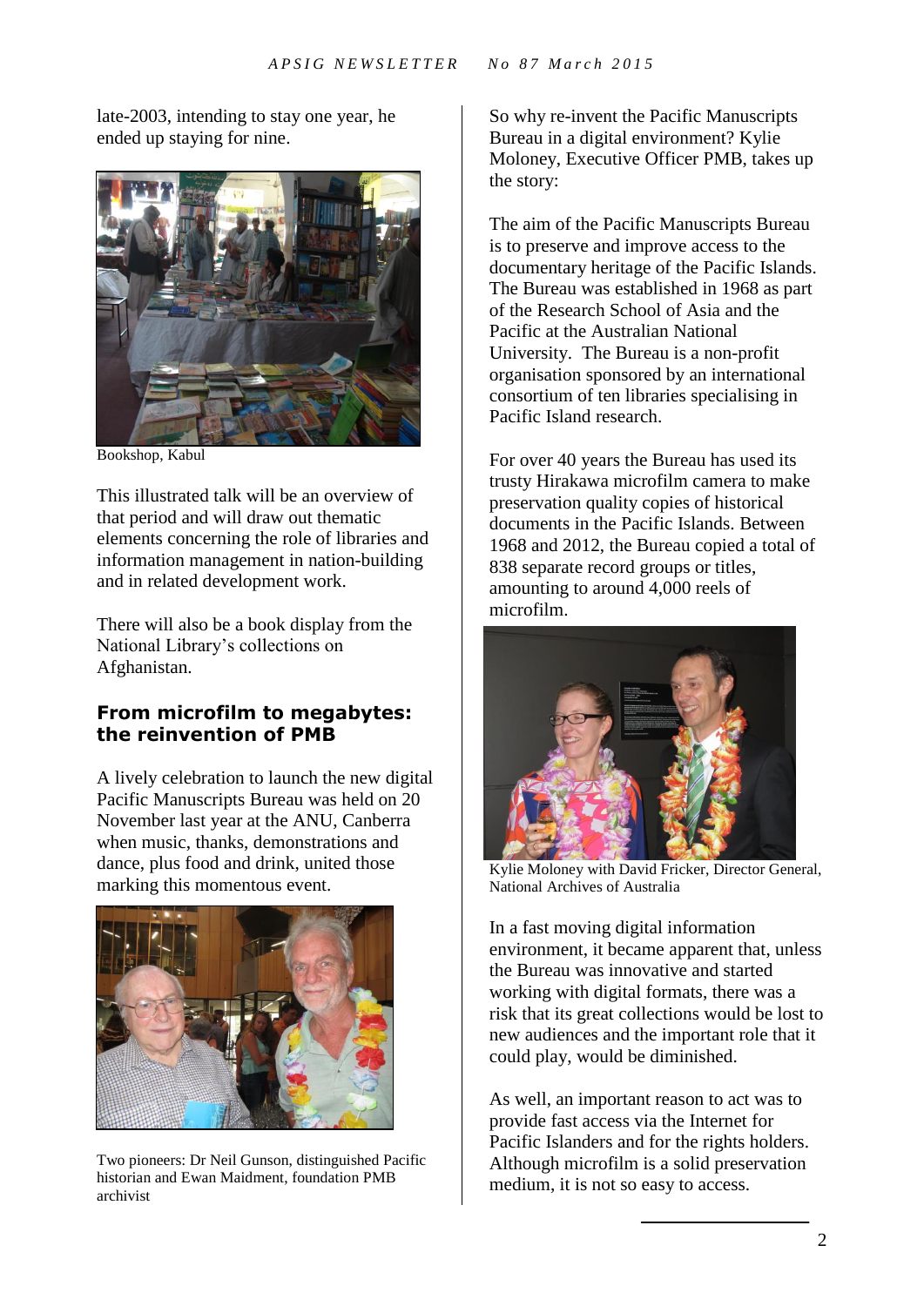late-2003, intending to stay one year, he ended up staying for nine.

Bookshop, Kabul

This illustrated talk will be an overview of that period and will draw out thematic elements concerning the role of libraries and information management in nation-building and in related development work.

There will also be a book display from the National Library's collections on Afghanistan.

## From microfilm to megabytes: the reinvention of PMB

A lively celebration to launch the new digital Pacific Manuscripts Bureau was held on 20 November last year at the ANU, Canberra when music, thanks, demonstrations and dance, plus food and drink, united those marking this momentous event.

Two pioneers: Dr Neil Gunson, distinguished Pacific historian and Ewan Maidment, foundation PMB archivist

So why re-invent the Pacific Manuscripts Bureau in a digital environment? Kylie Moloney, Executive Officer PMB, takes up the story:

The aim of the Pacific Manuscripts Bureau is to preserve and improve access to the documentary heritage of the Pacific Islands. The Bureau was established in 1968 as part of the Research School of Asia and the Pacific at the Australian National University. The Bureau is a non-profit organisation sponsored by an international consortium of ten libraries specialising in Pacific Island research.

For over 40 years the Bureau has used its trusty Hirakawa microfilm camera to make preservation quality copies of historical documents in the Pacific Islands. Between 1968 and 2012, the Bureau copied a total of 838 separate record groups or titles, amounting to around 4,000 reels of microfilm.

Kylie Moloney with David Fricker, Director General, National Archives of Australia

In a fast moving digital information environment, it became apparent that, unless the Bureau was innovative and started working with digital formats, there was a risk that its great collections would be lost to new audiences and the important role that it could play, would be diminished.

As well, an important reason to act was to provide fast access via the Internet for Pacific Islanders and for the rights holders. Although microfilm is a solid preservation medium, it is not so easy to access.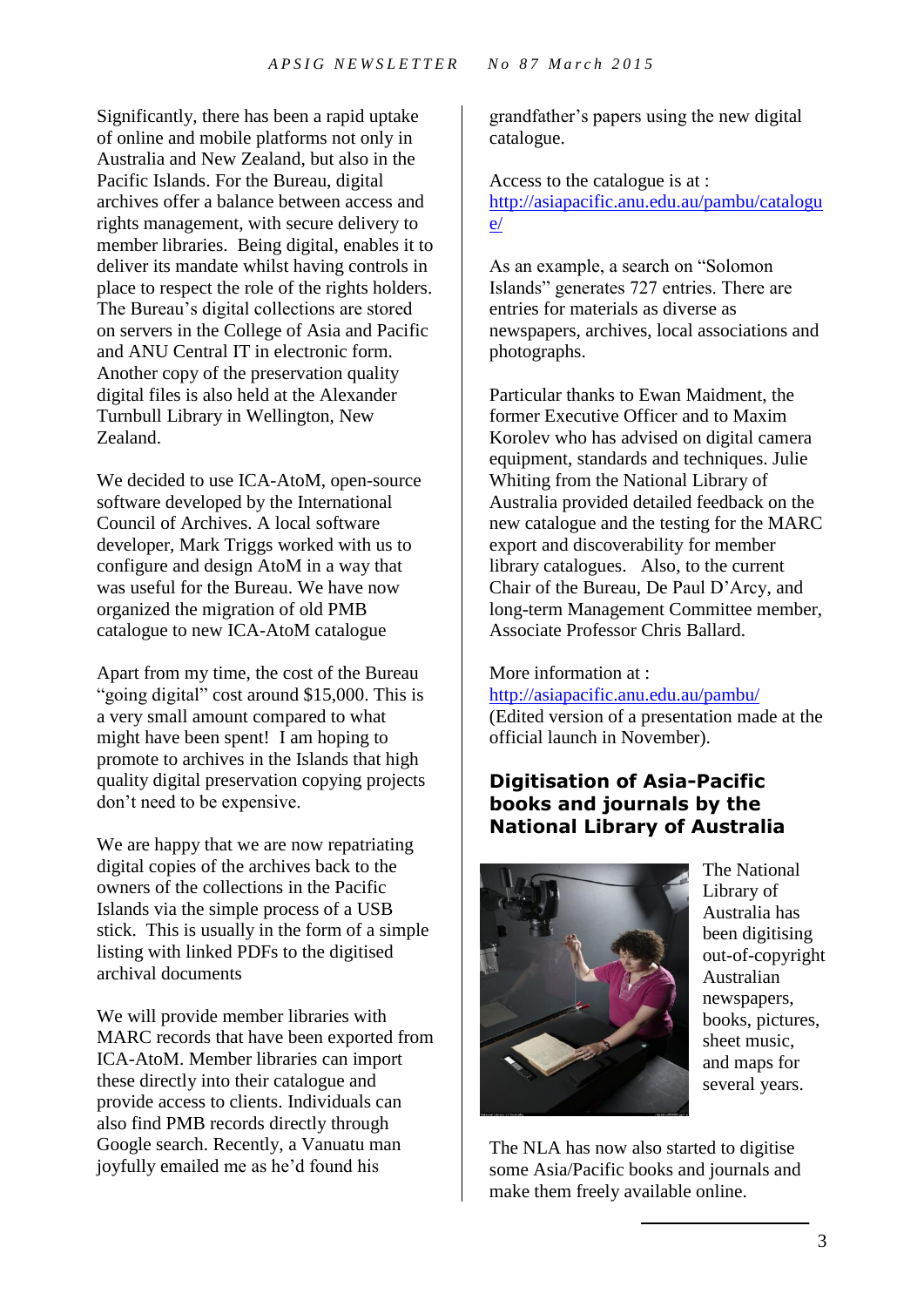Significantly, there has been a rapid uptake of online and mobile platforms not only in Australia and New Zealand, but also in the Pacific Islands. For the Bureau, digital archives offer a balance between access and rights management, with secure delivery to member libraries. Being digital, enables it to deliver its mandate whilst having controls in place to respect the role of the rights holders. The Bureau's digital collections are stored on servers in the College of Asia and Pacific and ANU Central IT in electronic form. Another copy of the preservation quality digital files is also held at the Alexander Turnbull Library in Wellington, New Zealand.

We decided to use ICA-AtoM, open-source software developed by the International Council of Archives. A local software developer, Mark Triggs worked with us to configure and design AtoM in a way that was useful for the Bureau. We have now organized the migration of old PMB catalogue to new ICA-AtoM catalogue

Apart from my time, the cost of the Bureau "going digital" cost around $15,000. This is a very small amount compared to what might have been spent! I am hoping to promote to archives in the Islands that high quality digital preservation copying projects don't need to be expensive.

We are happy that we are now repatriating digital copies of the archives back to the owners of the collections in the Pacific Islands via the simple process of a USB stick. This is usually in the form of a simple listing with linked PDFs to the digitised archival documents

We will provide member libraries with MARC records that have been exported from ICA-AtoM. Member libraries can import these directly into their catalogue and provide access to clients. Individuals can also find PMB records directly through Google search. Recently, a Vanuatu man joyfully emailed me as he'd found his grandfather's papers using the new digital catalogue.

Access to the catalogue is at : http://asiapacific.anu.edu.au/pambu/catalogue/

As an example, a search on "Solomon Islands" generates 727 entries. There are entries for materials as diverse as newspapers, archives, local associations and photographs.

Particular thanks to Ewan Maidment, the former Executive Officer and to Maxim Korolev who has advised on digital camera equipment, standards and techniques. Julie Whiting from the National Library of Australia provided detailed feedback on the new catalogue and the testing for the MARC export and discoverability for member library catalogues. Also, to the current Chair of the Bureau, De Paul D'Arcy, and long-term Management Committee member, Associate Professor Chris Ballard.

More information at : http://asiapacific.anu.edu.au/pambu/
(Edited version of a presentation made at the official launch in November).

## Digitisation of Asia-Pacific books and journals by the National Library of Australia

The National Library of Australia has been digitising out-of-copyright Australian newspapers, books, pictures, sheet music, and maps for several years.

The NLA has now also started to digitise some Asia/Pacific books and journals and make them freely available online.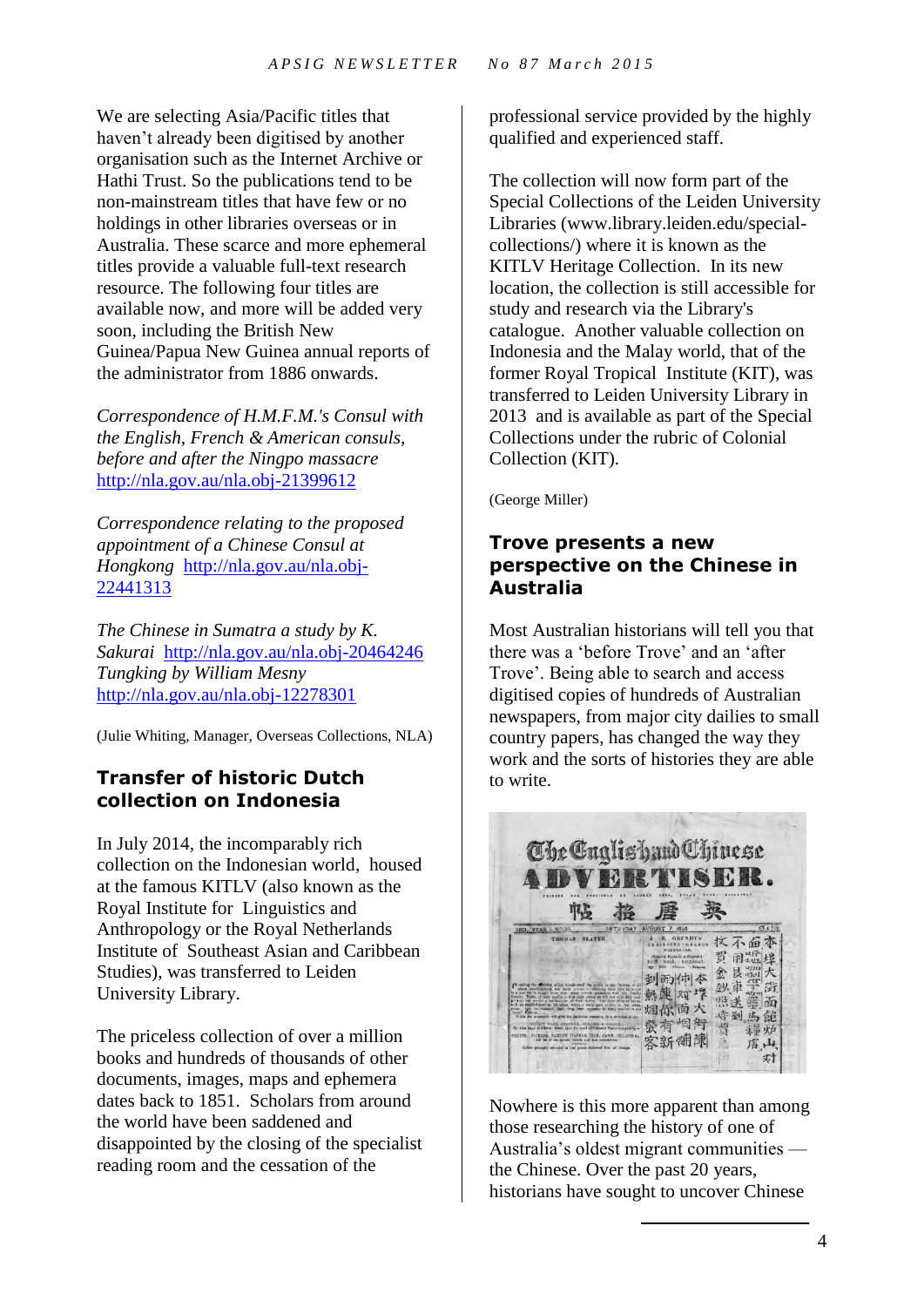We are selecting Asia/Pacific titles that haven't already been digitised by another organisation such as the Internet Archive or Hathi Trust. So the publications tend to be non-mainstream titles that have few or no holdings in other libraries overseas or in Australia. These scarce and more ephemeral titles provide a valuable full-text research resource. The following four titles are available now, and more will be added very soon, including the British New Guinea/Papua New Guinea annual reports of the administrator from 1886 onwards.

*Correspondence of H.M.F.M.'s Consul with the English, French & American consuls, before and after the Ningpo massacre* http://nla.gov.au/nla.obj-21399612

*Correspondence relating to the proposed appointment of a Chinese Consul at Hongkong* http://nla.gov.au/nla.obj-22441313

*The Chinese in Sumatra a study by K. Sakurai* http://nla.gov.au/nla.obj-20464246
*Tungking by William Mesny* http://nla.gov.au/nla.obj-12278301

(Julie Whiting, Manager, Overseas Collections, NLA)

## Transfer of historic Dutch collection on Indonesia

In July 2014, the incomparably rich collection on the Indonesian world, housed at the famous KITLV (also known as the Royal Institute for Linguistics and Anthropology or the Royal Netherlands Institute of Southeast Asian and Caribbean Studies), was transferred to Leiden University Library.

The priceless collection of over a million books and hundreds of thousands of other documents, images, maps and ephemera dates back to 1851. Scholars from around the world have been saddened and disappointed by the closing of the specialist reading room and the cessation of the professional service provided by the highly qualified and experienced staff.

The collection will now form part of the Special Collections of the Leiden University Libraries (www.library.leiden.edu/special-collections/) where it is known as the KITLV Heritage Collection. In its new location, the collection is still accessible for study and research via the Library's catalogue. Another valuable collection on Indonesia and the Malay world, that of the former Royal Tropical Institute (KIT), was transferred to Leiden University Library in 2013 and is available as part of the Special Collections under the rubric of Colonial Collection (KIT).

(George Miller)

## Trove presents a new perspective on the Chinese in Australia

Most Australian historians will tell you that there was a 'before Trove' and an 'after Trove'. Being able to search and access digitised copies of hundreds of Australian newspapers, from major city dailies to small country papers, has changed the way they work and the sorts of histories they are able to write.

Nowhere is this more apparent than among those researching the history of one of Australia's oldest migrant communities — the Chinese. Over the past 20 years, historians have sought to uncover Chinese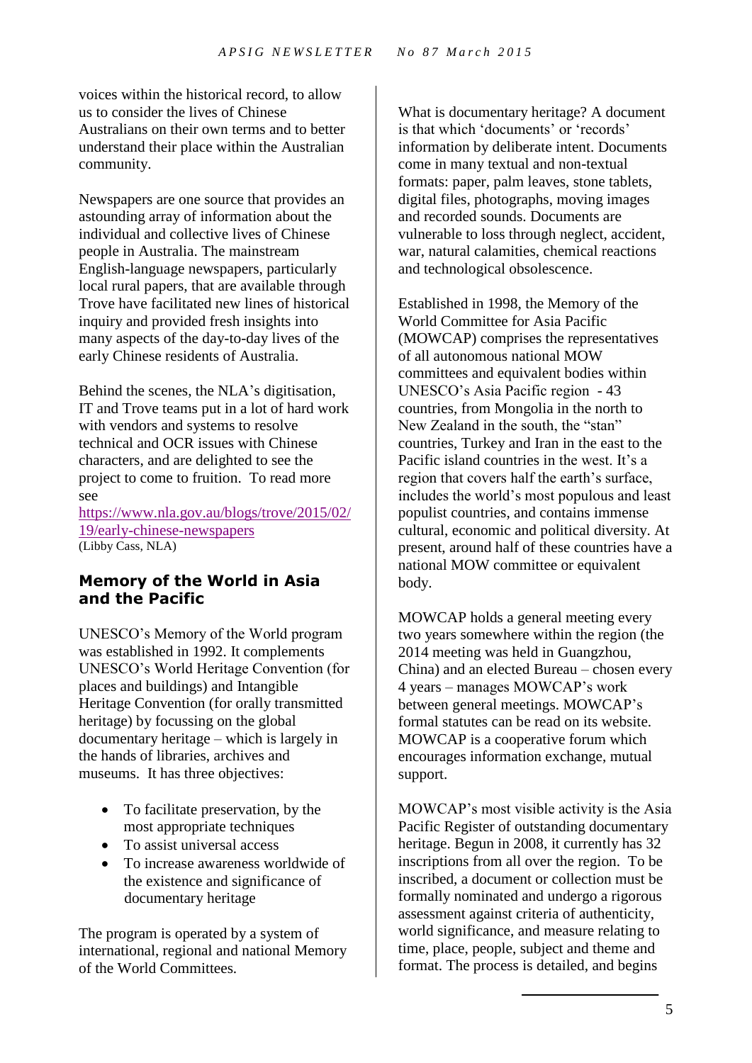voices within the historical record, to allow us to consider the lives of Chinese Australians on their own terms and to better understand their place within the Australian community.

Newspapers are one source that provides an astounding array of information about the individual and collective lives of Chinese people in Australia. The mainstream English-language newspapers, particularly local rural papers, that are available through Trove have facilitated new lines of historical inquiry and provided fresh insights into many aspects of the day-to-day lives of the early Chinese residents of Australia.

Behind the scenes, the NLA's digitisation, IT and Trove teams put in a lot of hard work with vendors and systems to resolve technical and OCR issues with Chinese characters, and are delighted to see the project to come to fruition. To read more see https://www.nla.gov.au/blogs/trove/2015/02/19/early-chinese-newspapers
(Libby Cass, NLA)

## Memory of the World in Asia and the Pacific

UNESCO's Memory of the World program was established in 1992. It complements UNESCO's World Heritage Convention (for places and buildings) and Intangible Heritage Convention (for orally transmitted heritage) by focussing on the global documentary heritage – which is largely in the hands of libraries, archives and museums. It has three objectives:

- To facilitate preservation, by the most appropriate techniques
- To assist universal access
- To increase awareness worldwide of the existence and significance of documentary heritage

The program is operated by a system of international, regional and national Memory of the World Committees.

What is documentary heritage? A document is that which 'documents' or 'records' information by deliberate intent. Documents come in many textual and non-textual formats: paper, palm leaves, stone tablets, digital files, photographs, moving images and recorded sounds. Documents are vulnerable to loss through neglect, accident, war, natural calamities, chemical reactions and technological obsolescence.

Established in 1998, the Memory of the World Committee for Asia Pacific (MOWCAP) comprises the representatives of all autonomous national MOW committees and equivalent bodies within UNESCO's Asia Pacific region - 43 countries, from Mongolia in the north to New Zealand in the south, the "stan" countries, Turkey and Iran in the east to the Pacific island countries in the west. It's a region that covers half the earth's surface, includes the world's most populous and least populist countries, and contains immense cultural, economic and political diversity. At present, around half of these countries have a national MOW committee or equivalent body.

MOWCAP holds a general meeting every two years somewhere within the region (the 2014 meeting was held in Guangzhou, China) and an elected Bureau – chosen every 4 years – manages MOWCAP's work between general meetings. MOWCAP's formal statutes can be read on its website. MOWCAP is a cooperative forum which encourages information exchange, mutual support.

MOWCAP's most visible activity is the Asia Pacific Register of outstanding documentary heritage. Begun in 2008, it currently has 32 inscriptions from all over the region. To be inscribed, a document or collection must be formally nominated and undergo a rigorous assessment against criteria of authenticity, world significance, and measure relating to time, place, people, subject and theme and format. The process is detailed, and begins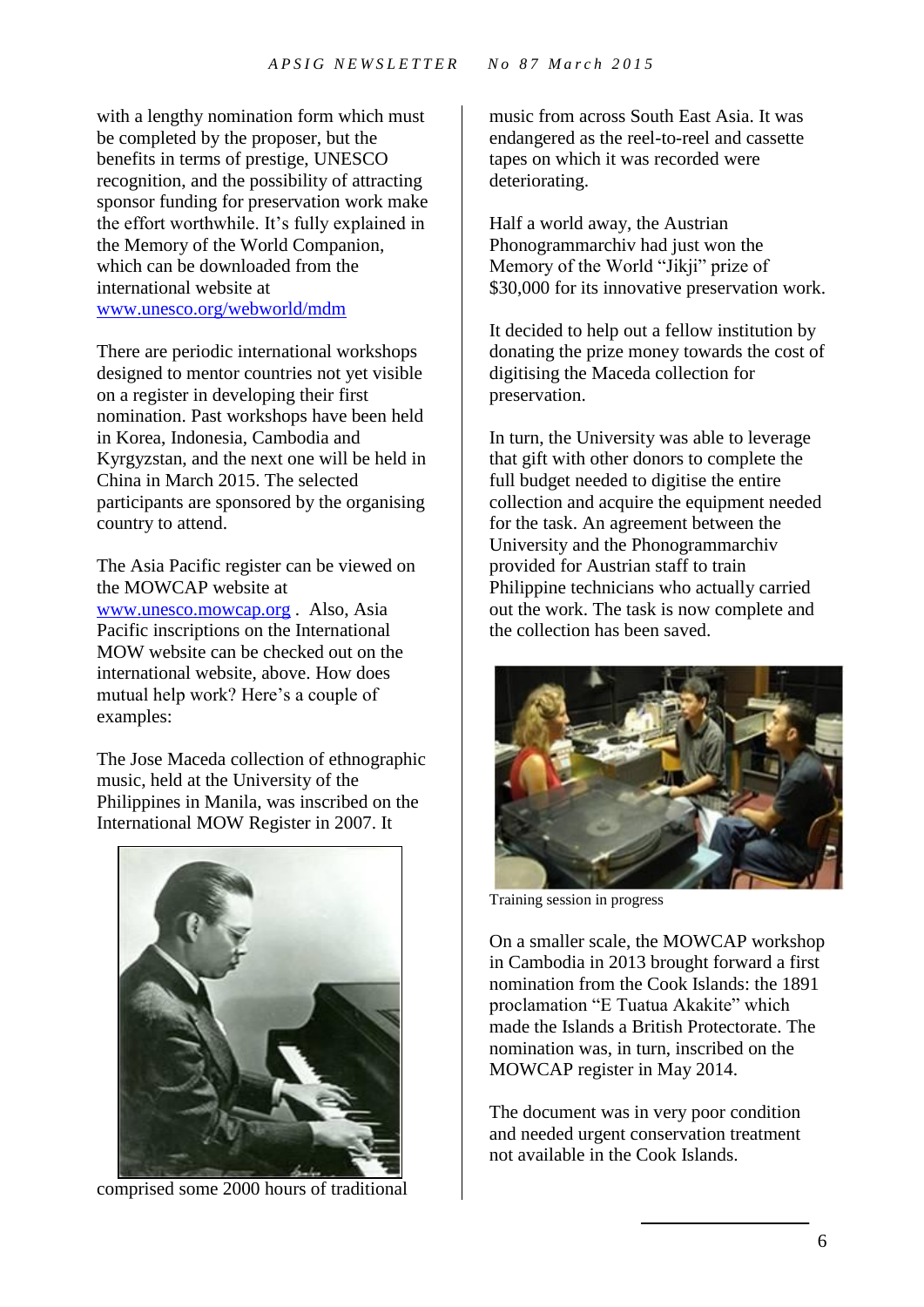with a lengthy nomination form which must be completed by the proposer, but the benefits in terms of prestige, UNESCO recognition, and the possibility of attracting sponsor funding for preservation work make the effort worthwhile. It's fully explained in the Memory of the World Companion, which can be downloaded from the international website at [www.unesco.org/webworld/mdm](www.unesco.org/webworld/mdm)

There are periodic international workshops designed to mentor countries not yet visible on a register in developing their first nomination. Past workshops have been held in Korea, Indonesia, Cambodia and Kyrgyzstan, and the next one will be held in China in March 2015. The selected participants are sponsored by the organising country to attend.

The Asia Pacific register can be viewed on the MOWCAP website at [www.unesco.mowcap.org](www.unesco.mowcap.org) . Also, Asia Pacific inscriptions on the International MOW website can be checked out on the international website, above. How does mutual help work? Here's a couple of examples:

The Jose Maceda collection of ethnographic music, held at the University of the Philippines in Manila, was inscribed on the International MOW Register in 2007. It comprised some 2000 hours of traditional music from across South East Asia. It was endangered as the reel-to-reel and cassette tapes on which it was recorded were deteriorating.

Half a world away, the Austrian Phonogrammarchiv had just won the Memory of the World "Jikji" prize of $30,000 for its innovative preservation work.

It decided to help out a fellow institution by donating the prize money towards the cost of digitising the Maceda collection for preservation.

In turn, the University was able to leverage that gift with other donors to complete the full budget needed to digitise the entire collection and acquire the equipment needed for the task. An agreement between the University and the Phonogrammarchiv provided for Austrian staff to train Philippine technicians who actually carried out the work. The task is now complete and the collection has been saved.

Training session in progress

On a smaller scale, the MOWCAP workshop in Cambodia in 2013 brought forward a first nomination from the Cook Islands: the 1891 proclamation "E Tuatua Akakite" which made the Islands a British Protectorate. The nomination was, in turn, inscribed on the MOWCAP register in May 2014.

The document was in very poor condition and needed urgent conservation treatment not available in the Cook Islands.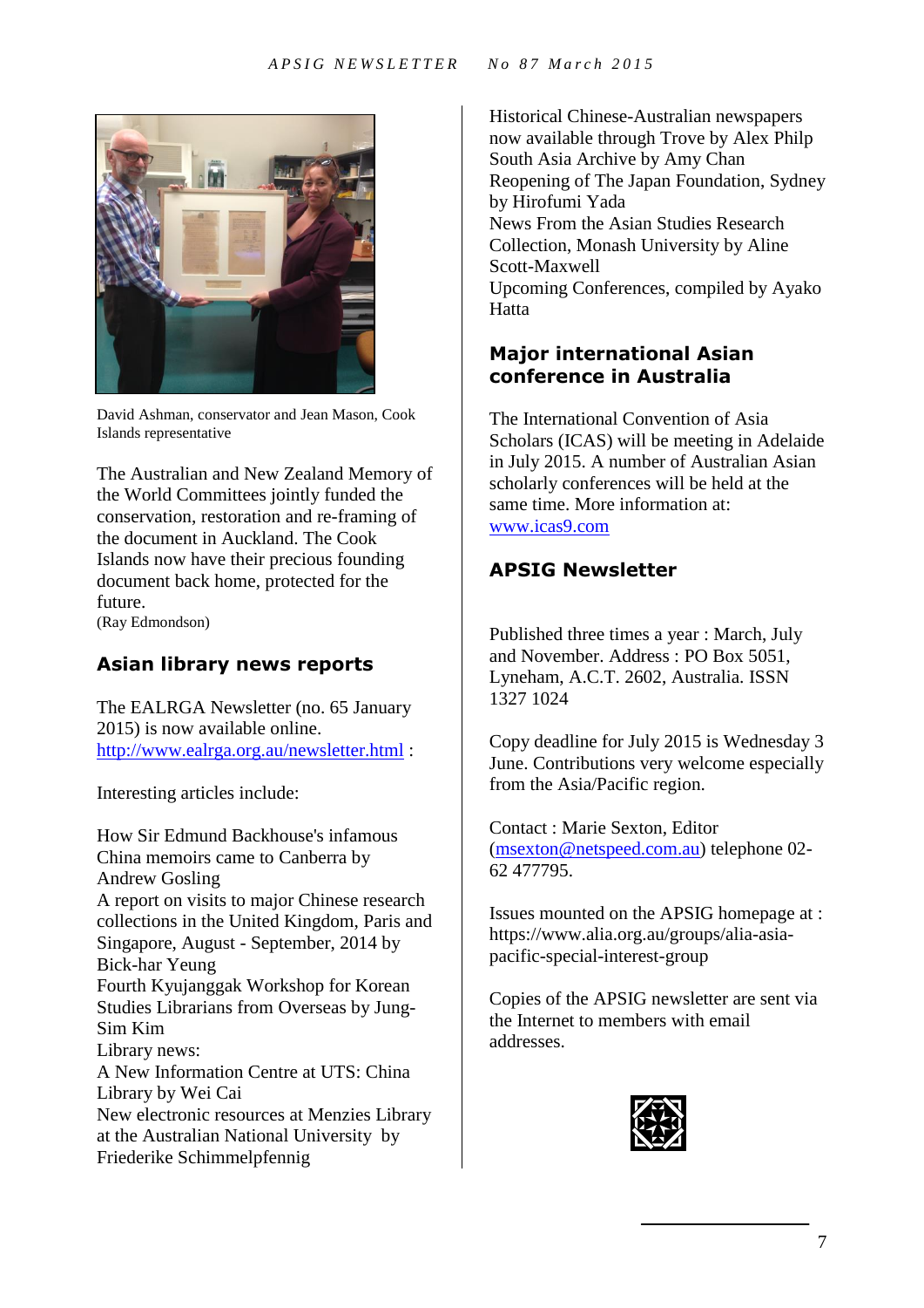David Ashman, conservator and Jean Mason, Cook Islands representative

The Australian and New Zealand Memory of the World Committees jointly funded the conservation, restoration and re-framing of the document in Auckland. The Cook Islands now have their precious founding document back home, protected for the future.

(Ray Edmondson)

## Asian library news reports

The EALRGA Newsletter (no. 65 January 2015) is now available online. http://www.ealrga.org.au/newsletter.html :

Interesting articles include:

How Sir Edmund Backhouse's infamous China memoirs came to Canberra by Andrew Gosling
A report on visits to major Chinese research collections in the United Kingdom, Paris and Singapore, August - September, 2014 by Bick-har Yeung
Fourth Kyujanggak Workshop for Korean Studies Librarians from Overseas by Jung-Sim Kim
Library news:
A New Information Centre at UTS: China Library by Wei Cai
New electronic resources at Menzies Library at the Australian National University by Friederike Schimmelpfennig
Historical Chinese-Australian newspapers now available through Trove by Alex Philp
South Asia Archive by Amy Chan
Reopening of The Japan Foundation, Sydney by Hirofumi Yada
News From the Asian Studies Research Collection, Monash University by Aline Scott-Maxwell
Upcoming Conferences, compiled by Ayako Hatta

## Major international Asian conference in Australia

The International Convention of Asia Scholars (ICAS) will be meeting in Adelaide in July 2015. A number of Australian Asian scholarly conferences will be held at the same time. More information at: www.icas9.com

## APSIG Newsletter

Published three times a year : March, July and November. Address : PO Box 5051, Lyneham, A.C.T. 2602, Australia. ISSN 1327 1024

Copy deadline for July 2015 is Wednesday 3 June. Contributions very welcome especially from the Asia/Pacific region.

Contact : Marie Sexton, Editor (msexton@netspeed.com.au) telephone 02-62 477795.

Issues mounted on the APSIG homepage at : https://www.alia.org.au/groups/alia-asia-pacific-special-interest-group

Copies of the APSIG newsletter are sent via the Internet to members with email addresses.